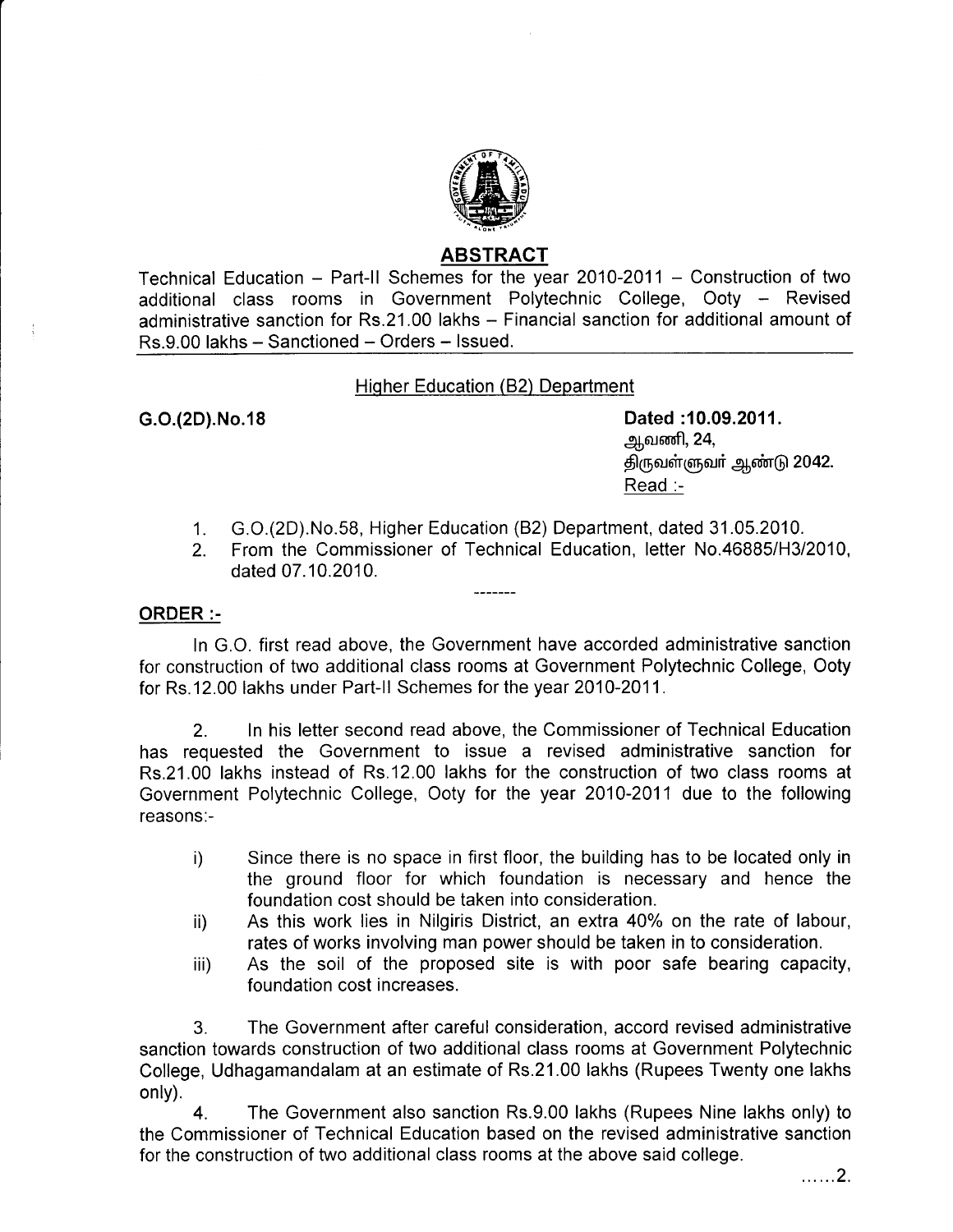## ABSTRACT

Technical Education – Part-II Schemes for the year 2010-2011 – Construction of two additional class rooms in Government Polytechnic College, Ooty – Revised administrative sanction for Rs.21.00 lakhs – Financial sanction for additional amount of Rs.9.00 lakhs – Sanctioned – Orders – Issued.

Higher Education (B2) Department

**G.O.(2D).No.18**

**Dated :10.09.2011.**
ஆவணி, 24,
திருவள்ளுவர் ஆண்டு 2042.

Read :-

1. G.O.(2D).No.58, Higher Education (B2) Department, dated 31.05.2010.
2. From the Commissioner of Technical Education, letter No.46885/H3/2010, dated 07.10.2010.

-------

**ORDER :-**

In G.O. first read above, the Government have accorded administrative sanction for construction of two additional class rooms at Government Polytechnic College, Ooty for Rs.12.00 lakhs under Part-II Schemes for the year 2010-2011.

2. In his letter second read above, the Commissioner of Technical Education has requested the Government to issue a revised administrative sanction for Rs.21.00 lakhs instead of Rs.12.00 lakhs for the construction of two class rooms at Government Polytechnic College, Ooty for the year 2010-2011 due to the following reasons:-

i) Since there is no space in first floor, the building has to be located only in the ground floor for which foundation is necessary and hence the foundation cost should be taken into consideration.

ii) As this work lies in Nilgiris District, an extra 40% on the rate of labour, rates of works involving man power should be taken in to consideration.

iii) As the soil of the proposed site is with poor safe bearing capacity, foundation cost increases.

3. The Government after careful consideration, accord revised administrative sanction towards construction of two additional class rooms at Government Polytechnic College, Udhagamandalam at an estimate of Rs.21.00 lakhs (Rupees Twenty one lakhs only).

4. The Government also sanction Rs.9.00 lakhs (Rupees Nine lakhs only) to the Commissioner of Technical Education based on the revised administrative sanction for the construction of two additional class rooms at the above said college.

......2.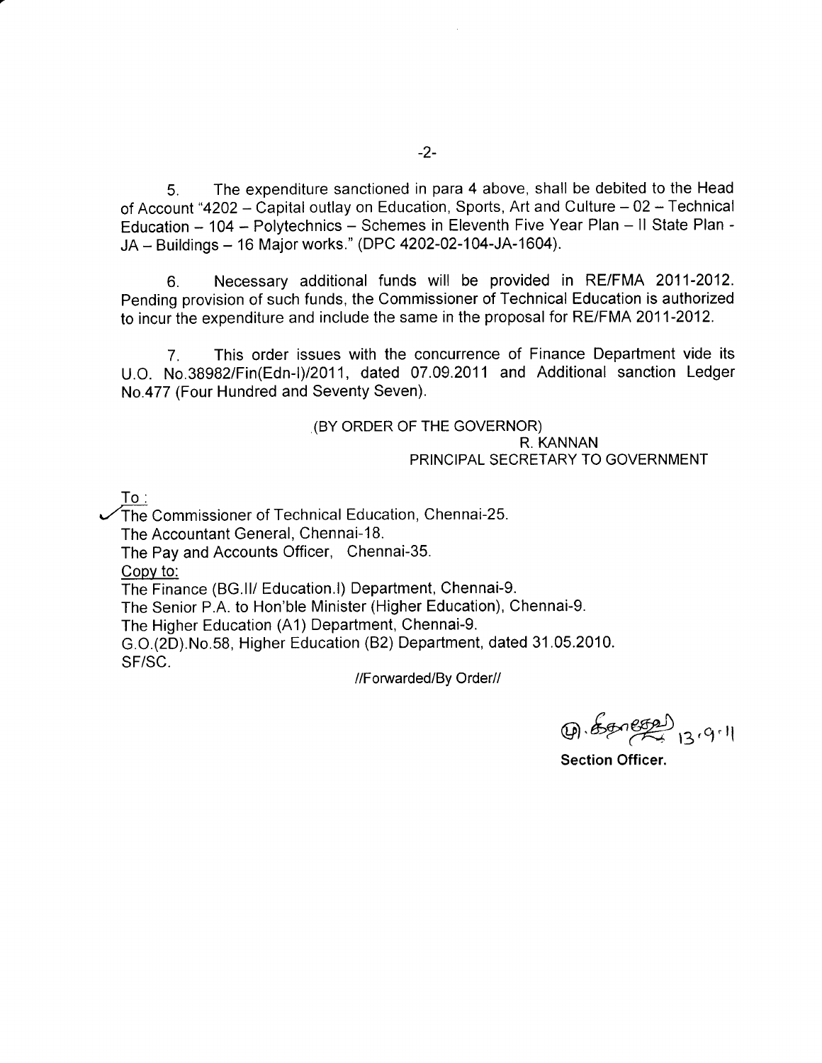5. The expenditure sanctioned in para 4 above, shall be debited to the Head of Account "4202 – Capital outlay on Education, Sports, Art and Culture – 02 – Technical Education – 104 – Polytechnics – Schemes in Eleventh Five Year Plan – II State Plan - JA – Buildings – 16 Major works." (DPC 4202-02-104-JA-1604).

6. Necessary additional funds will be provided in RE/FMA 2011-2012. Pending provision of such funds, the Commissioner of Technical Education is authorized to incur the expenditure and include the same in the proposal for RE/FMA 2011-2012.

7. This order issues with the concurrence of Finance Department vide its U.O. No.38982/Fin(Edn-I)/2011, dated 07.09.2011 and Additional sanction Ledger No.477 (Four Hundred and Seventy Seven).

(BY ORDER OF THE GOVERNOR)
R. KANNAN
PRINCIPAL SECRETARY TO GOVERNMENT

To :
The Commissioner of Technical Education, Chennai-25.
The Accountant General, Chennai-18.
The Pay and Accounts Officer, Chennai-35.
Copy to:
The Finance (BG.II/ Education.I) Department, Chennai-9.
The Senior P.A. to Hon'ble Minister (Higher Education), Chennai-9.
The Higher Education (A1) Department, Chennai-9.
G.O.(2D).No.58, Higher Education (B2) Department, dated 31.05.2010.
SF/SC.

//Forwarded/By Order//

13.9.11

Section Officer.